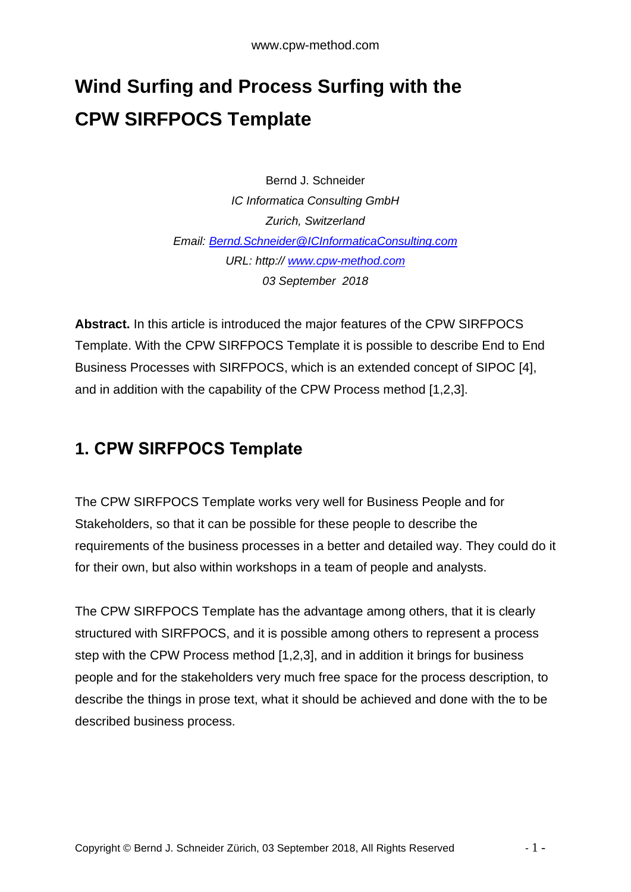# Wind Surfing and Process Surfing with the CPW SIRFPOCS Template

Bernd J. Schneider  
*IC Informatica Consulting GmbH*  
*Zurich, Switzerland*  
*Email: [Bernd.Schneider@ICInformaticaConsulting.com](mailto:Bernd.Schneider@ICInformaticaConsulting.com)*  
*URL: http:// [www.cpw-method.com](http://www.cpw-method.com)*  
*03 September 2018*

**Abstract.** In this article is introduced the major features of the CPW SIRFPOCS Template. With the CPW SIRFPOCS Template it is possible to describe End to End Business Processes with SIRFPOCS, which is an extended concept of SIPOC [4], and in addition with the capability of the CPW Process method [1,2,3].

## 1. CPW SIRFPOCS Template

The CPW SIRFPOCS Template works very well for Business People and for Stakeholders, so that it can be possible for these people to describe the requirements of the business processes in a better and detailed way. They could do it for their own, but also within workshops in a team of people and analysts.

The CPW SIRFPOCS Template has the advantage among others, that it is clearly structured with SIRFPOCS, and it is possible among others to represent a process step with the CPW Process method [1,2,3], and in addition it brings for business people and for the stakeholders very much free space for the process description, to describe the things in prose text, what it should be achieved and done with the to be described business process.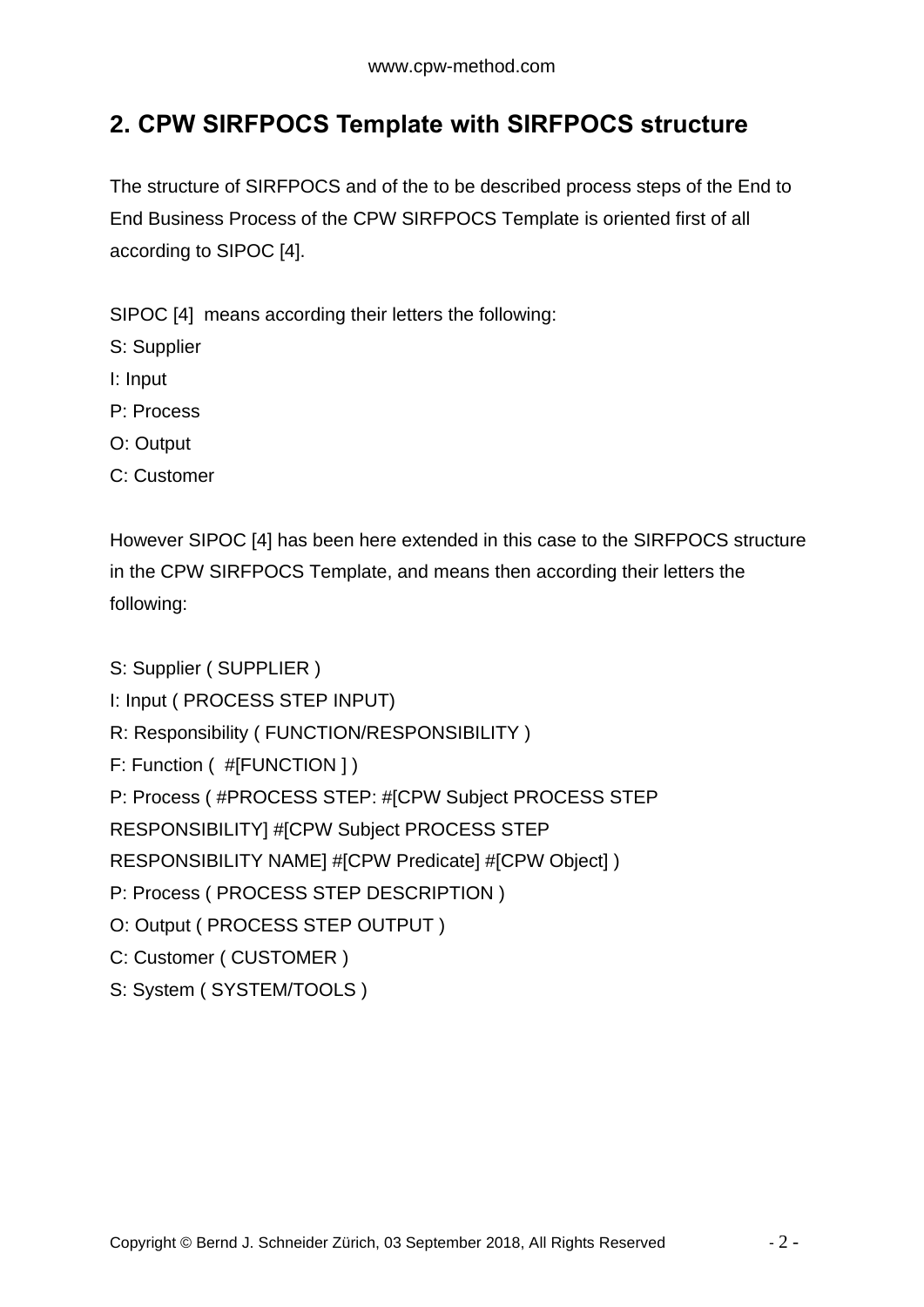## 2. CPW SIRFPOCS Template with SIRFPOCS structure

The structure of SIRFPOCS and of the to be described process steps of the End to End Business Process of the CPW SIRFPOCS Template is oriented first of all according to SIPOC [4].

SIPOC [4] means according their letters the following:

S: Supplier  
I: Input  
P: Process  
O: Output  
C: Customer

However SIPOC [4] has been here extended in this case to the SIRFPOCS structure in the CPW SIRFPOCS Template, and means then according their letters the following:

S: Supplier ( SUPPLIER )  
I: Input ( PROCESS STEP INPUT)  
R: Responsibility ( FUNCTION/RESPONSIBILITY )  
F: Function ( #[FUNCTION ] )  
P: Process ( #PROCESS STEP: #[CPW Subject PROCESS STEP RESPONSIBILITY] #[CPW Subject PROCESS STEP RESPONSIBILITY NAME] #[CPW Predicate] #[CPW Object] )  
P: Process ( PROCESS STEP DESCRIPTION )  
O: Output ( PROCESS STEP OUTPUT )  
C: Customer ( CUSTOMER )  
S: System ( SYSTEM/TOOLS )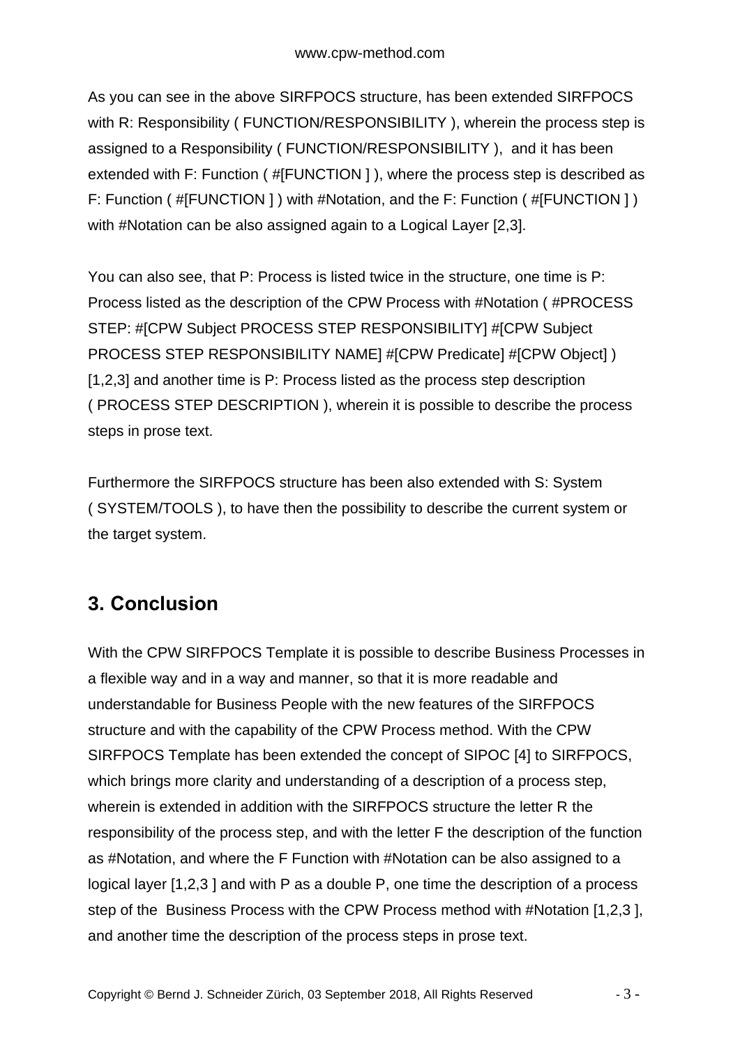As you can see in the above SIRFPOCS structure, has been extended SIRFPOCS with R: Responsibility ( FUNCTION/RESPONSIBILITY ), wherein the process step is assigned to a Responsibility ( FUNCTION/RESPONSIBILITY ),  and it has been extended with F: Function ( #[FUNCTION ] ), where the process step is described as F: Function ( #[FUNCTION ] ) with #Notation, and the F: Function ( #[FUNCTION ] ) with #Notation can be also assigned again to a Logical Layer [2,3].

You can also see, that P: Process is listed twice in the structure, one time is P: Process listed as the description of the CPW Process with #Notation ( #PROCESS STEP: #[CPW Subject PROCESS STEP RESPONSIBILITY] #[CPW Subject PROCESS STEP RESPONSIBILITY NAME] #[CPW Predicate] #[CPW Object] ) [1,2,3] and another time is P: Process listed as the process step description ( PROCESS STEP DESCRIPTION ), wherein it is possible to describe the process steps in prose text.

Furthermore the SIRFPOCS structure has been also extended with S: System ( SYSTEM/TOOLS ), to have then the possibility to describe the current system or the target system.

## 3. Conclusion

With the CPW SIRFPOCS Template it is possible to describe Business Processes in a flexible way and in a way and manner, so that it is more readable and understandable for Business People with the new features of the SIRFPOCS structure and with the capability of the CPW Process method. With the CPW SIRFPOCS Template has been extended the concept of SIPOC [4] to SIRFPOCS, which brings more clarity and understanding of a description of a process step, wherein is extended in addition with the SIRFPOCS structure the letter R the responsibility of the process step, and with the letter F the description of the function as #Notation, and where the F Function with #Notation can be also assigned to a logical layer [1,2,3 ] and with P as a double P, one time the description of a process step of the  Business Process with the CPW Process method with #Notation [1,2,3 ], and another time the description of the process steps in prose text.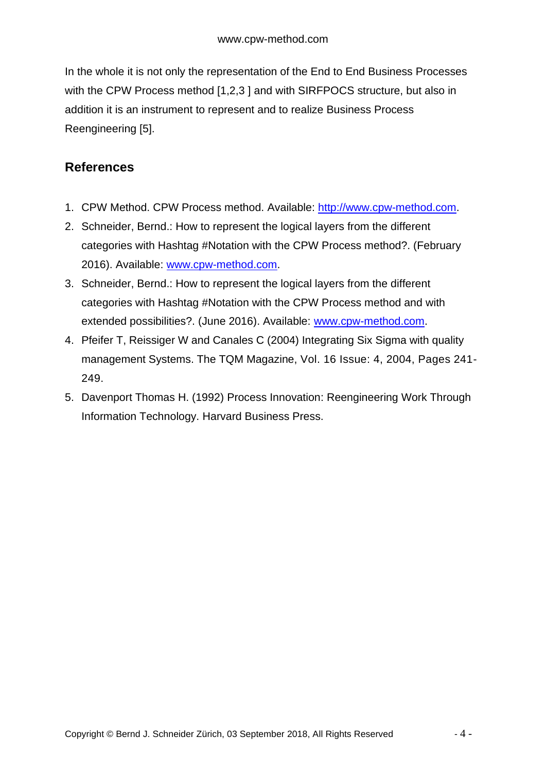In the whole it is not only the representation of the End to End Business Processes with the CPW Process method [1,2,3 ] and with SIRFPOCS structure, but also in addition it is an instrument to represent and to realize Business Process Reengineering [5].

## References

1. CPW Method. CPW Process method. Available: http://www.cpw-method.com.
2. Schneider, Bernd.: How to represent the logical layers from the different categories with Hashtag #Notation with the CPW Process method?. (February 2016). Available: www.cpw-method.com.
3. Schneider, Bernd.: How to represent the logical layers from the different categories with Hashtag #Notation with the CPW Process method and with extended possibilities?. (June 2016). Available: www.cpw-method.com.
4. Pfeifer T, Reissiger W and Canales C (2004) Integrating Six Sigma with quality management Systems. The TQM Magazine, Vol. 16 Issue: 4, 2004, Pages 241-249.
5. Davenport Thomas H. (1992) Process Innovation: Reengineering Work Through Information Technology. Harvard Business Press.